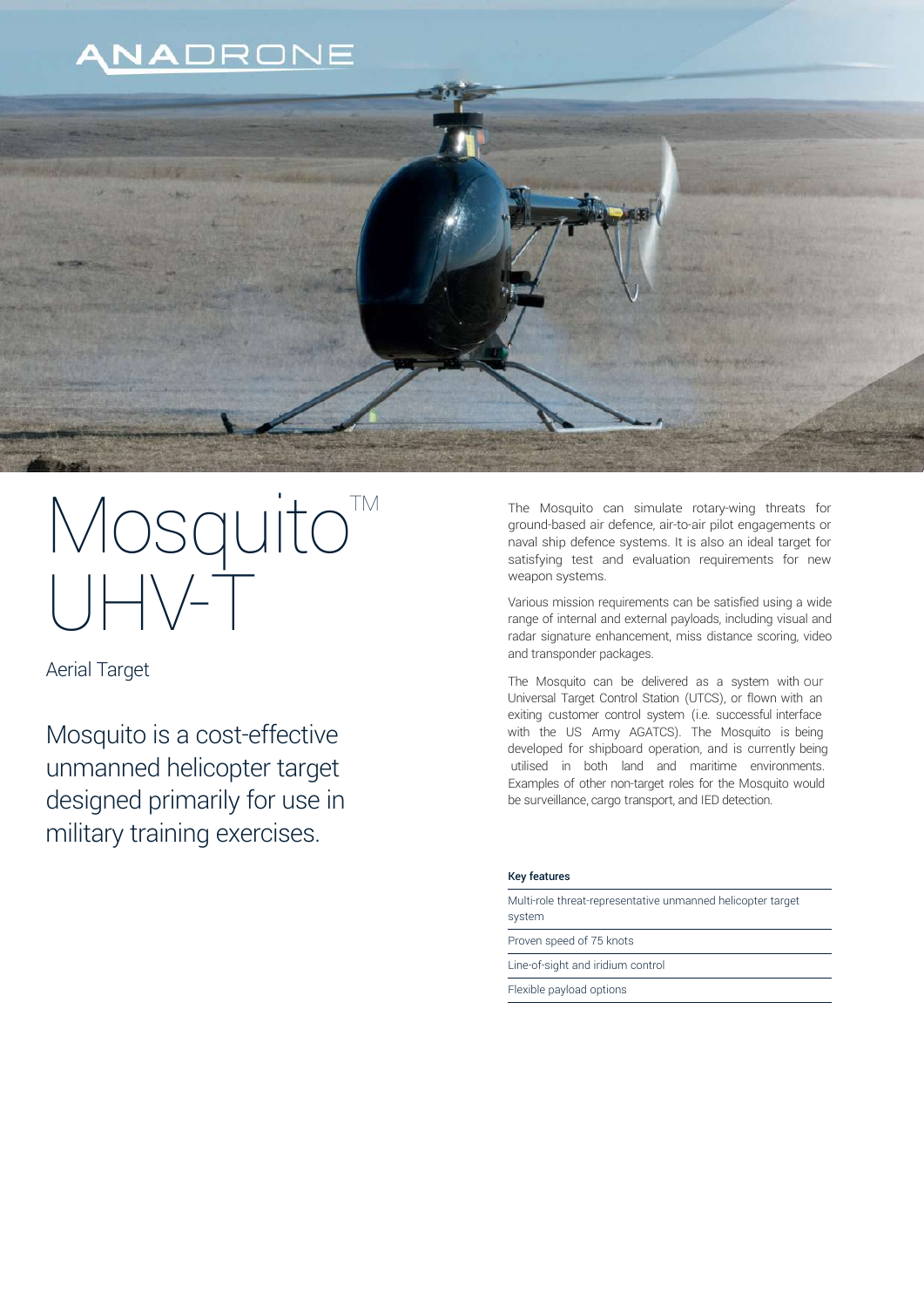ANADRONE

# Mosquito™ UHV-T

Aerial Target

## Mosquito is a cost-effective unmanned helicopter target designed primarily for use in military training exercises.

The Mosquito can simulate rotary-wing threats for ground-based air defence, air-to-air pilot engagements or naval ship defence systems. It is also an ideal target for satisfying test and evaluation requirements for new weapon systems.

Various mission requirements can be satisfied using a wide range of internal and external payloads, including visual and radar signature enhancement, miss distance scoring, video and transponder packages.

The Mosquito can be delivered as a system with our Universal Target Control Station (UTCS), or flown with an exiting customer control system (i.e. successful interface with the US Army AGATCS). The Mosquito is being developed for shipboard operation, and is currently being utilised in both land and maritime environments. Examples of other non-target roles for the Mosquito would be surveillance, cargo transport, and IED detection.

**Key features**

- Multi-role threat-representative unmanned helicopter target system
- Proven speed of 75 knots
- Line-of-sight and iridium control
- Flexible payload options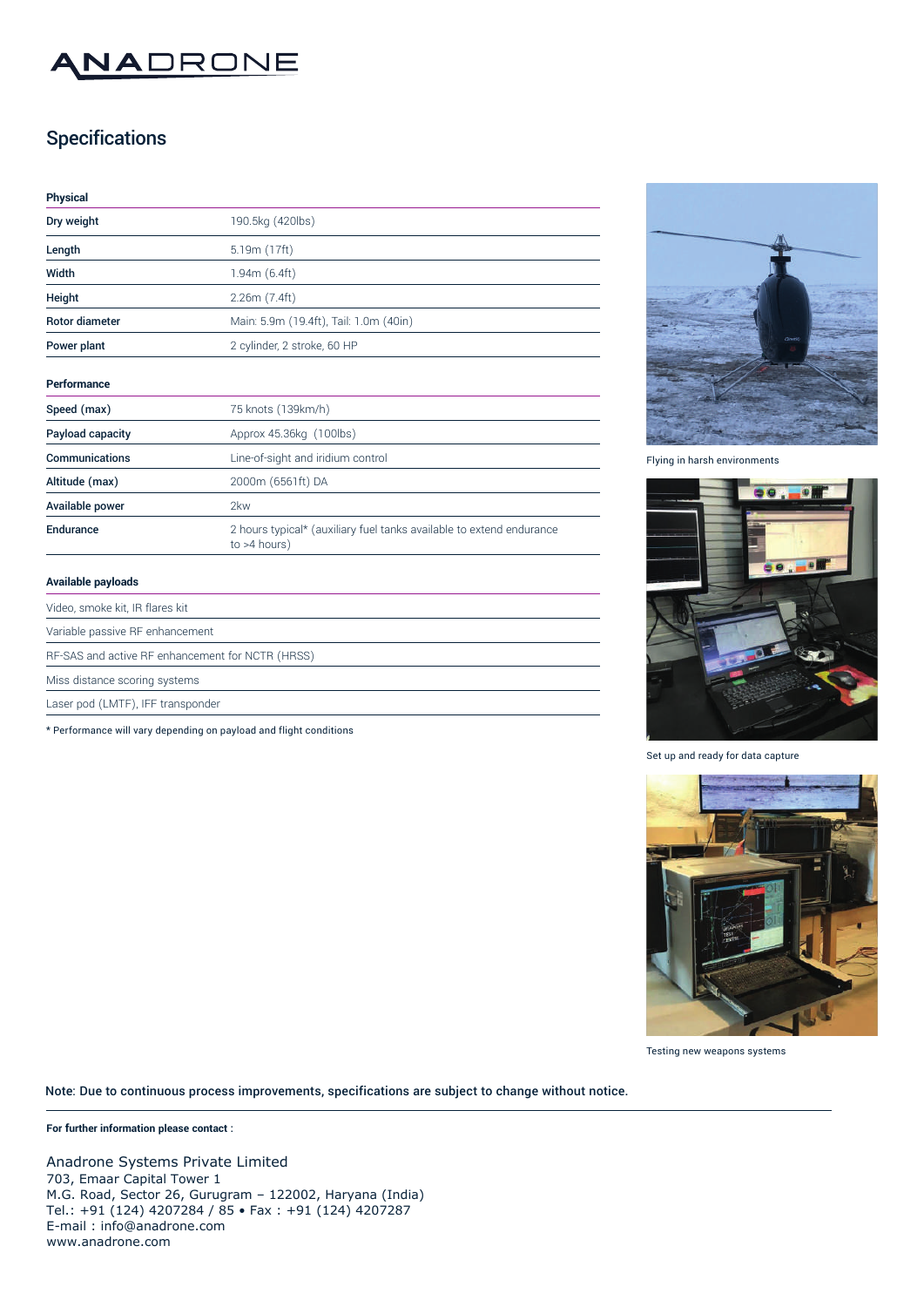ANADRONE

## Specifications

### Physical

| | |
|---|---|
| **Dry weight** | 190.5kg (420lbs) |
| **Length** | 5.19m (17ft) |
| **Width** | 1.94m (6.4ft) |
| **Height** | 2.26m (7.4ft) |
| **Rotor diameter** | Main: 5.9m (19.4ft), Tail: 1.0m (40in) |
| **Power plant** | 2 cylinder, 2 stroke, 60 HP |

### Performance

| | |
|---|---|
| **Speed (max)** | 75 knots (139km/h) |
| **Payload capacity** | Approx 45.36kg (100lbs) |
| **Communications** | Line-of-sight and iridium control |
| **Altitude (max)** | 2000m (6561ft) DA |
| **Available power** | 2kw |
| **Endurance** | 2 hours typical* (auxiliary fuel tanks available to extend endurance to >4 hours) |

### Available payloads

- Video, smoke kit, IR flares kit
- Variable passive RF enhancement
- RF-SAS and active RF enhancement for NCTR (HRSS)
- Miss distance scoring systems
- Laser pod (LMTF), IFF transponder

* Performance will vary depending on payload and flight conditions

Flying in harsh environments

Set up and ready for data capture

Testing new weapons systems

Note: Due to continuous process improvements, specifications are subject to change without notice.

**For further information please contact :**

Anadrone Systems Private Limited
703, Emaar Capital Tower 1
M.G. Road, Sector 26, Gurugram – 122002, Haryana (India)
Tel.: +91 (124) 4207284 / 85 • Fax : +91 (124) 4207287
E-mail : info@anadrone.com
www.anadrone.com